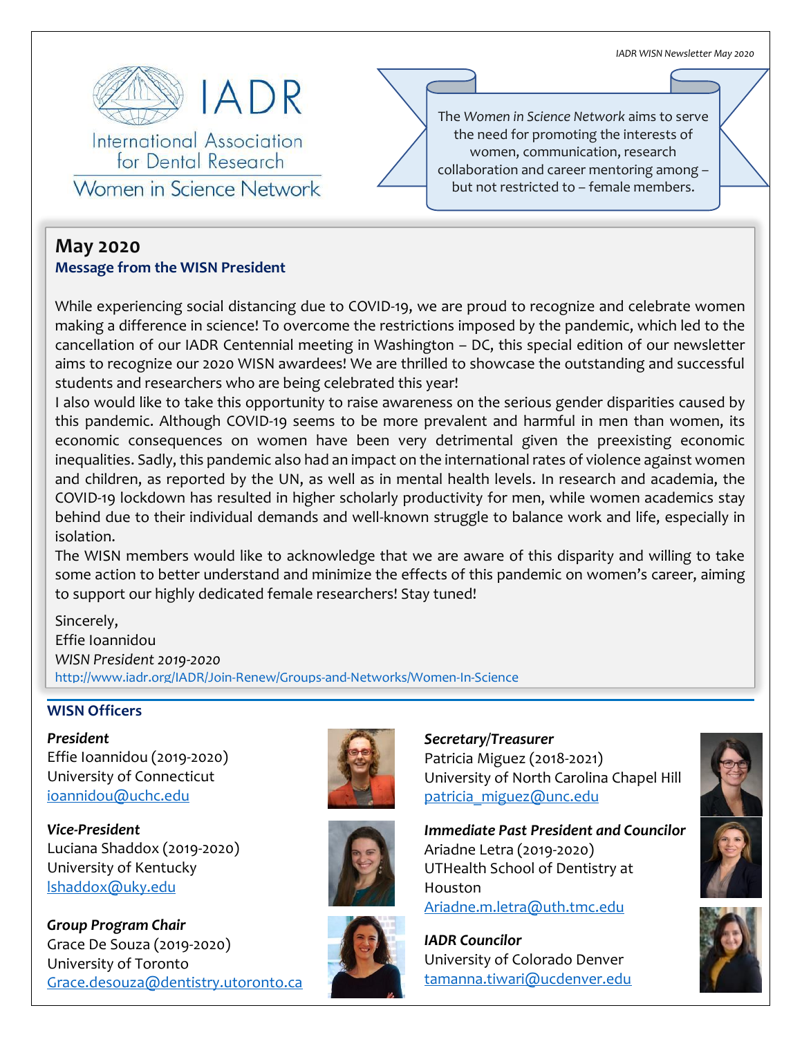International Association for Dental Research

Women in Science Network

The *Women in Science Network* aims to serve the need for promoting the interests of women, communication, research collaboration and career mentoring among – but not restricted to – female members.

## May 2020

### Message from the WISN President

While experiencing social distancing due to COVID-19, we are proud to recognize and celebrate women making a difference in science! To overcome the restrictions imposed by the pandemic, which led to the cancellation of our IADR Centennial meeting in Washington – DC, this special edition of our newsletter aims to recognize our 2020 WISN awardees! We are thrilled to showcase the outstanding and successful students and researchers who are being celebrated this year!

I also would like to take this opportunity to raise awareness on the serious gender disparities caused by this pandemic. Although COVID-19 seems to be more prevalent and harmful in men than women, its economic consequences on women have been very detrimental given the preexisting economic inequalities. Sadly, this pandemic also had an impact on the international rates of violence against women and children, as reported by the UN, as well as in mental health levels. In research and academia, the COVID-19 lockdown has resulted in higher scholarly productivity for men, while women academics stay behind due to their individual demands and well-known struggle to balance work and life, especially in isolation.

The WISN members would like to acknowledge that we are aware of this disparity and willing to take some action to better understand and minimize the effects of this pandemic on women's career, aiming to support our highly dedicated female researchers! Stay tuned!

Sincerely,
Effie Ioannidou
*WISN President 2019-2020*
http://www.iadr.org/IADR/Join-Renew/Groups-and-Networks/Women-In-Science

### WISN Officers

***President***
Effie Ioannidou (2019-2020)
University of Connecticut
ioannidou@uchc.edu

***Vice-President***
Luciana Shaddox (2019-2020)
University of Kentucky
lshaddox@uky.edu

***Group Program Chair***
Grace De Souza (2019-2020)
University of Toronto
Grace.desouza@dentistry.utoronto.ca

***Secretary/Treasurer***
Patricia Miguez (2018-2021)
University of North Carolina Chapel Hill
patricia_miguez@unc.edu

***Immediate Past President and Councilor***
Ariadne Letra (2019-2020)
UTHealth School of Dentistry at Houston
Ariadne.m.letra@uth.tmc.edu

***IADR Councilor***
University of Colorado Denver
tamanna.tiwari@ucdenver.edu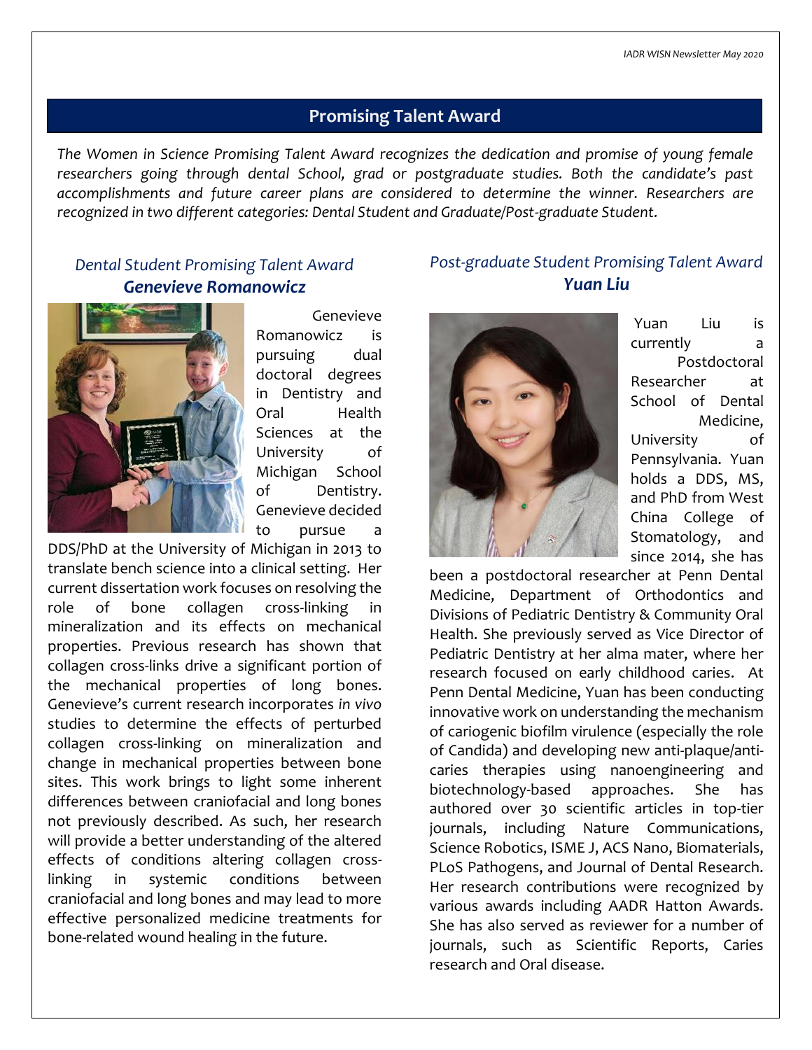## Promising Talent Award

*The Women in Science Promising Talent Award recognizes the dedication and promise of young female researchers going through dental School, grad or postgraduate studies. Both the candidate's past accomplishments and future career plans are considered to determine the winner. Researchers are recognized in two different categories: Dental Student and Graduate/Post-graduate Student.*

### *Dental Student Promising Talent Award*

### ***Genevieve Romanowicz***

Genevieve Romanowicz is pursuing dual doctoral degrees in Dentistry and Oral Health Sciences at the University of Michigan School of Dentistry. Genevieve decided to pursue a DDS/PhD at the University of Michigan in 2013 to translate bench science into a clinical setting. Her current dissertation work focuses on resolving the role of bone collagen cross-linking in mineralization and its effects on mechanical properties. Previous research has shown that collagen cross-links drive a significant portion of the mechanical properties of long bones. Genevieve's current research incorporates *in vivo* studies to determine the effects of perturbed collagen cross-linking on mineralization and change in mechanical properties between bone sites. This work brings to light some inherent differences between craniofacial and long bones not previously described. As such, her research will provide a better understanding of the altered effects of conditions altering collagen cross-linking in systemic conditions between craniofacial and long bones and may lead to more effective personalized medicine treatments for bone-related wound healing in the future.

### *Post-graduate Student Promising Talent Award*

### ***Yuan Liu***

Yuan Liu is currently a Postdoctoral Researcher at School of Dental Medicine, University of Pennsylvania. Yuan holds a DDS, MS, and PhD from West China College of Stomatology, and since 2014, she has been a postdoctoral researcher at Penn Dental Medicine, Department of Orthodontics and Divisions of Pediatric Dentistry & Community Oral Health. She previously served as Vice Director of Pediatric Dentistry at her alma mater, where her research focused on early childhood caries. At Penn Dental Medicine, Yuan has been conducting innovative work on understanding the mechanism of cariogenic biofilm virulence (especially the role of Candida) and developing new anti-plaque/anti-caries therapies using nanoengineering and biotechnology-based approaches. She has authored over 30 scientific articles in top-tier journals, including Nature Communications, Science Robotics, ISME J, ACS Nano, Biomaterials, PLoS Pathogens, and Journal of Dental Research. Her research contributions were recognized by various awards including AADR Hatton Awards. She has also served as reviewer for a number of journals, such as Scientific Reports, Caries research and Oral disease.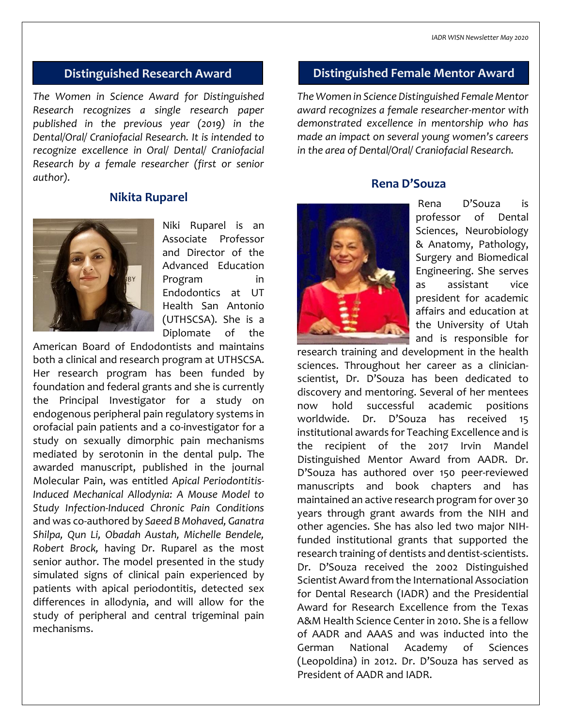## Distinguished Research Award

*The Women in Science Award for Distinguished Research recognizes a single research paper published in the previous year (2019) in the Dental/Oral/ Craniofacial Research. It is intended to recognize excellence in Oral/ Dental/ Craniofacial Research by a female researcher (first or senior author).*

### Nikita Ruparel

Niki Ruparel is an Associate Professor and Director of the Advanced Education Program in Endodontics at UT Health San Antonio (UTHSCSA). She is a Diplomate of the American Board of Endodontists and maintains both a clinical and research program at UTHSCSA. Her research program has been funded by foundation and federal grants and she is currently the Principal Investigator for a study on endogenous peripheral pain regulatory systems in orofacial pain patients and a co-investigator for a study on sexually dimorphic pain mechanisms mediated by serotonin in the dental pulp. The awarded manuscript, published in the journal Molecular Pain, was entitled *Apical Periodontitis-Induced Mechanical Allodynia: A Mouse Model to Study Infection-Induced Chronic Pain Conditions* and was co-authored by *Saeed B Mohaved, Ganatra Shilpa, Qun Li, Obadah Austah, Michelle Bendele, Robert Brock,* having Dr. Ruparel as the most senior author. The model presented in the study simulated signs of clinical pain experienced by patients with apical periodontitis, detected sex differences in allodynia, and will allow for the study of peripheral and central trigeminal pain mechanisms.

## Distinguished Female Mentor Award

*The Women in Science Distinguished Female Mentor award recognizes a female researcher-mentor with demonstrated excellence in mentorship who has made an impact on several young women's careers in the area of Dental/Oral/ Craniofacial Research.*

### Rena D'Souza

Rena D'Souza is professor of Dental Sciences, Neurobiology & Anatomy, Pathology, Surgery and Biomedical Engineering. She serves as assistant vice president for academic affairs and education at the University of Utah and is responsible for research training and development in the health sciences. Throughout her career as a clinician-scientist, Dr. D'Souza has been dedicated to discovery and mentoring. Several of her mentees now hold successful academic positions worldwide. Dr. D'Souza has received 15 institutional awards for Teaching Excellence and is the recipient of the 2017 Irvin Mandel Distinguished Mentor Award from AADR. Dr. D'Souza has authored over 150 peer-reviewed manuscripts and book chapters and has maintained an active research program for over 30 years through grant awards from the NIH and other agencies. She has also led two major NIH-funded institutional grants that supported the research training of dentists and dentist-scientists. Dr. D'Souza received the 2002 Distinguished Scientist Award from the International Association for Dental Research (IADR) and the Presidential Award for Research Excellence from the Texas A&M Health Science Center in 2010. She is a fellow of AADR and AAAS and was inducted into the German National Academy of Sciences (Leopoldina) in 2012. Dr. D'Souza has served as President of AADR and IADR.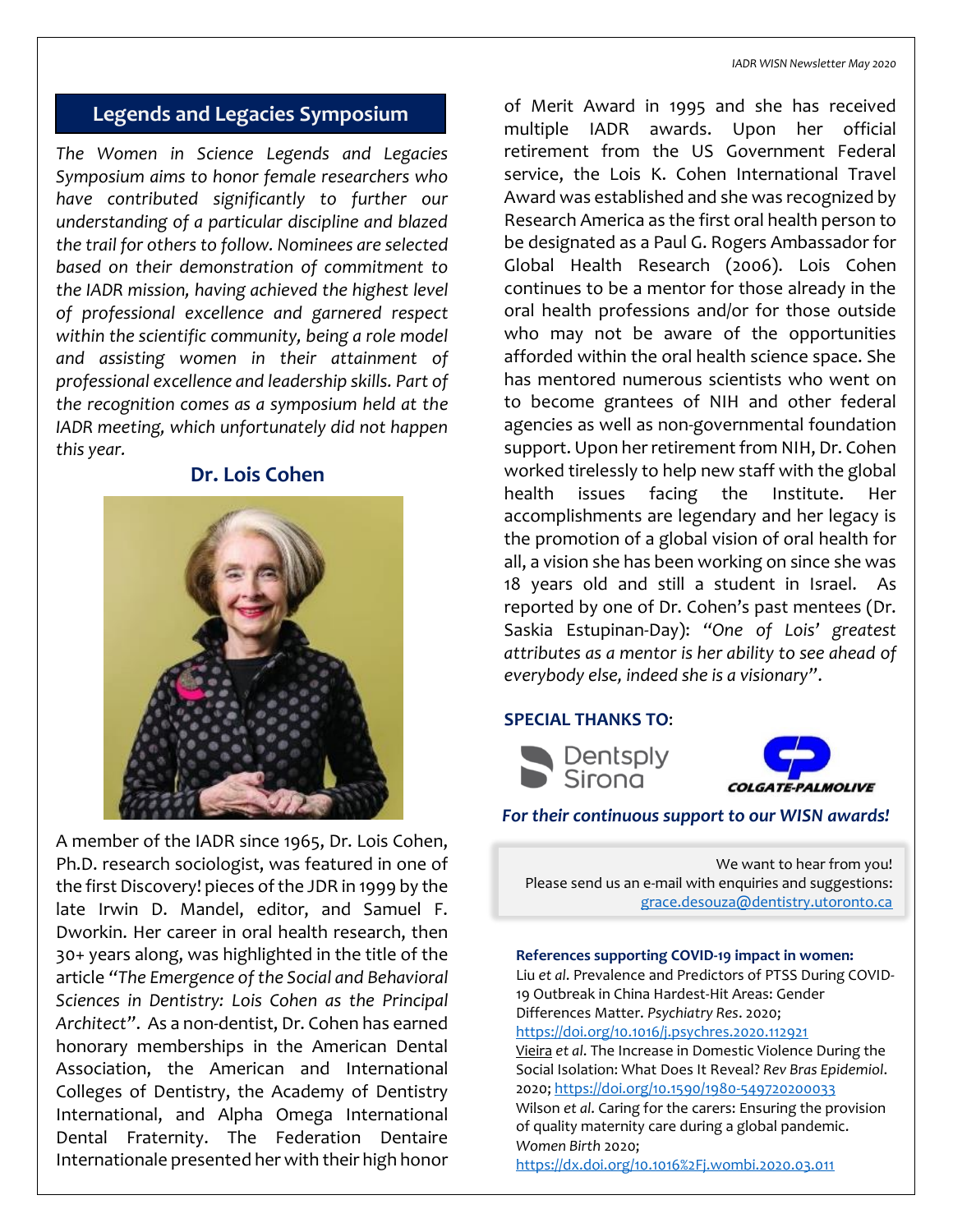## Legends and Legacies Symposium

*The Women in Science Legends and Legacies Symposium aims to honor female researchers who have contributed significantly to further our understanding of a particular discipline and blazed the trail for others to follow. Nominees are selected based on their demonstration of commitment to the IADR mission, having achieved the highest level of professional excellence and garnered respect within the scientific community, being a role model and assisting women in their attainment of professional excellence and leadership skills. Part of the recognition comes as a symposium held at the IADR meeting, which unfortunately did not happen this year.*

### Dr. Lois Cohen

A member of the IADR since 1965, Dr. Lois Cohen, Ph.D. research sociologist, was featured in one of the first Discovery! pieces of the JDR in 1999 by the late Irwin D. Mandel, editor, and Samuel F. Dworkin. Her career in oral health research, then 30+ years along, was highlighted in the title of the article "*The Emergence of the Social and Behavioral Sciences in Dentistry: Lois Cohen as the Principal Architect*". As a non-dentist, Dr. Cohen has earned honorary memberships in the American Dental Association, the American and International Colleges of Dentistry, the Academy of Dentistry International, and Alpha Omega International Dental Fraternity. The Federation Dentaire Internationale presented her with their high honor of Merit Award in 1995 and she has received multiple IADR awards. Upon her official retirement from the US Government Federal service, the Lois K. Cohen International Travel Award was established and she was recognized by Research America as the first oral health person to be designated as a Paul G. Rogers Ambassador for Global Health Research (2006). Lois Cohen continues to be a mentor for those already in the oral health professions and/or for those outside who may not be aware of the opportunities afforded within the oral health science space. She has mentored numerous scientists who went on to become grantees of NIH and other federal agencies as well as non-governmental foundation support. Upon her retirement from NIH, Dr. Cohen worked tirelessly to help new staff with the global health issues facing the Institute. Her accomplishments are legendary and her legacy is the promotion of a global vision of oral health for all, a vision she has been working on since she was 18 years old and still a student in Israel. As reported by one of Dr. Cohen's past mentees (Dr. Saskia Estupinan-Day): *"One of Lois' greatest attributes as a mentor is her ability to see ahead of everybody else, indeed she is a visionary".*

**SPECIAL THANKS TO:**

Dentsply Sirona

COLGATE-PALMOLIVE

***For their continuous support to our WISN awards!***

We want to hear from you!
Please send us an e-mail with enquiries and suggestions:
[grace.desouza@dentistry.utoronto.ca](mailto:grace.desouza@dentistry.utoronto.ca)

**References supporting COVID-19 impact in women:**

Liu *et al*. Prevalence and Predictors of PTSS During COVID-19 Outbreak in China Hardest-Hit Areas: Gender Differences Matter. *Psychiatry Res*. 2020; https://doi.org/10.1016/j.psychres.2020.112921

Vieira *et al*. The Increase in Domestic Violence During the Social Isolation: What Does It Reveal? *Rev Bras Epidemiol*. 2020; https://doi.org/10.1590/1980-549720200033

Wilson *et al*. Caring for the carers: Ensuring the provision of quality maternity care during a global pandemic. *Women Birth* 2020; https://dx.doi.org/10.1016%2Fj.wombi.2020.03.011